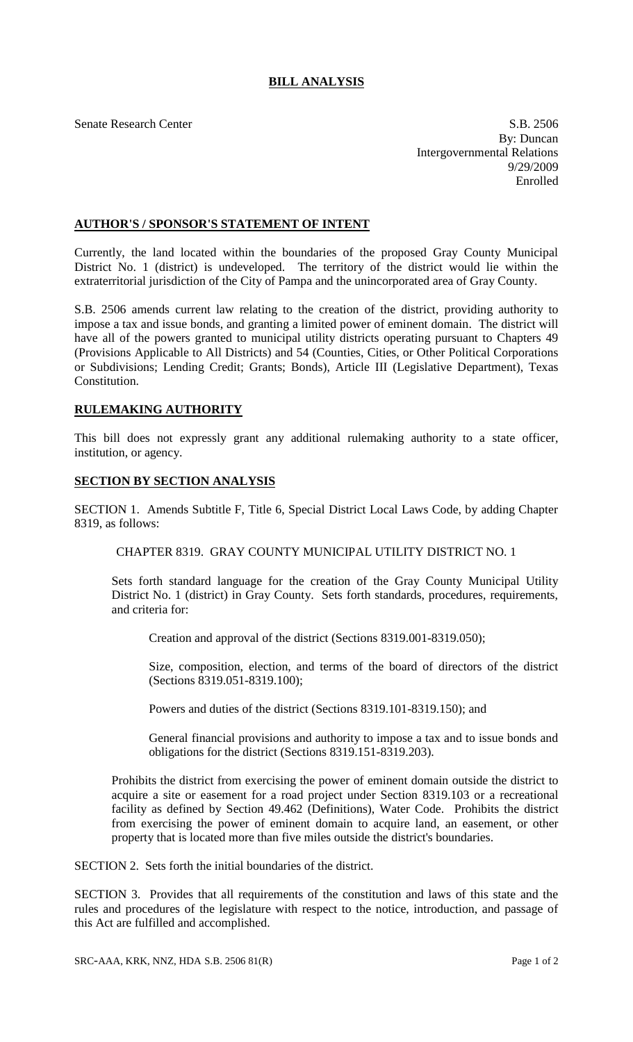# BILL ANALYSIS

Senate Research Center

S.B. 2506
By: Duncan
Intergovernmental Relations
9/29/2009
Enrolled

## AUTHOR'S / SPONSOR'S STATEMENT OF INTENT

Currently, the land located within the boundaries of the proposed Gray County Municipal District No. 1 (district) is undeveloped. The territory of the district would lie within the extraterritorial jurisdiction of the City of Pampa and the unincorporated area of Gray County.

S.B. 2506 amends current law relating to the creation of the district, providing authority to impose a tax and issue bonds, and granting a limited power of eminent domain. The district will have all of the powers granted to municipal utility districts operating pursuant to Chapters 49 (Provisions Applicable to All Districts) and 54 (Counties, Cities, or Other Political Corporations or Subdivisions; Lending Credit; Grants; Bonds), Article III (Legislative Department), Texas Constitution.

## RULEMAKING AUTHORITY

This bill does not expressly grant any additional rulemaking authority to a state officer, institution, or agency.

## SECTION BY SECTION ANALYSIS

SECTION 1. Amends Subtitle F, Title 6, Special District Local Laws Code, by adding Chapter 8319, as follows:

CHAPTER 8319. GRAY COUNTY MUNICIPAL UTILITY DISTRICT NO. 1

Sets forth standard language for the creation of the Gray County Municipal Utility District No. 1 (district) in Gray County. Sets forth standards, procedures, requirements, and criteria for:

Creation and approval of the district (Sections 8319.001-8319.050);

Size, composition, election, and terms of the board of directors of the district (Sections 8319.051-8319.100);

Powers and duties of the district (Sections 8319.101-8319.150); and

General financial provisions and authority to impose a tax and to issue bonds and obligations for the district (Sections 8319.151-8319.203).

Prohibits the district from exercising the power of eminent domain outside the district to acquire a site or easement for a road project under Section 8319.103 or a recreational facility as defined by Section 49.462 (Definitions), Water Code. Prohibits the district from exercising the power of eminent domain to acquire land, an easement, or other property that is located more than five miles outside the district's boundaries.

SECTION 2. Sets forth the initial boundaries of the district.

SECTION 3. Provides that all requirements of the constitution and laws of this state and the rules and procedures of the legislature with respect to the notice, introduction, and passage of this Act are fulfilled and accomplished.

SRC-AAA, KRK, NNZ, HDA S.B. 2506 81(R)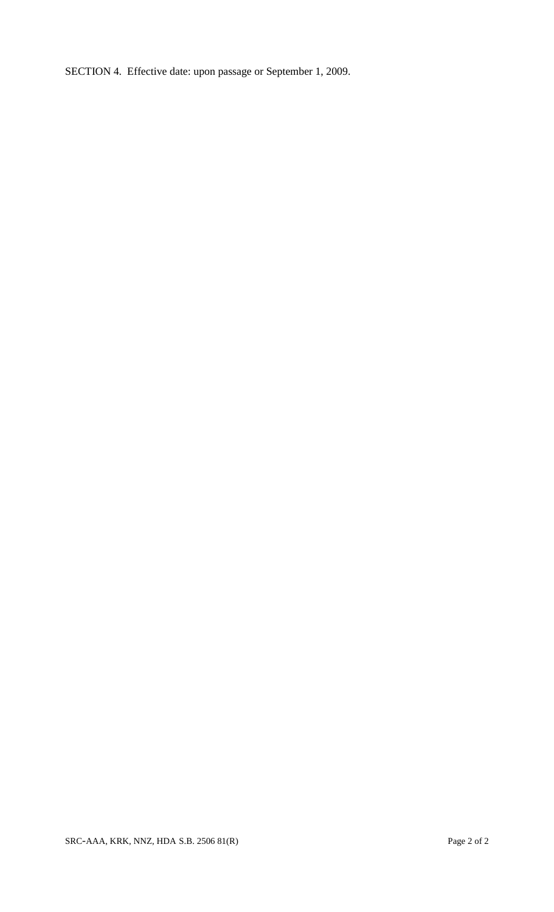SECTION 4. Effective date: upon passage or September 1, 2009.